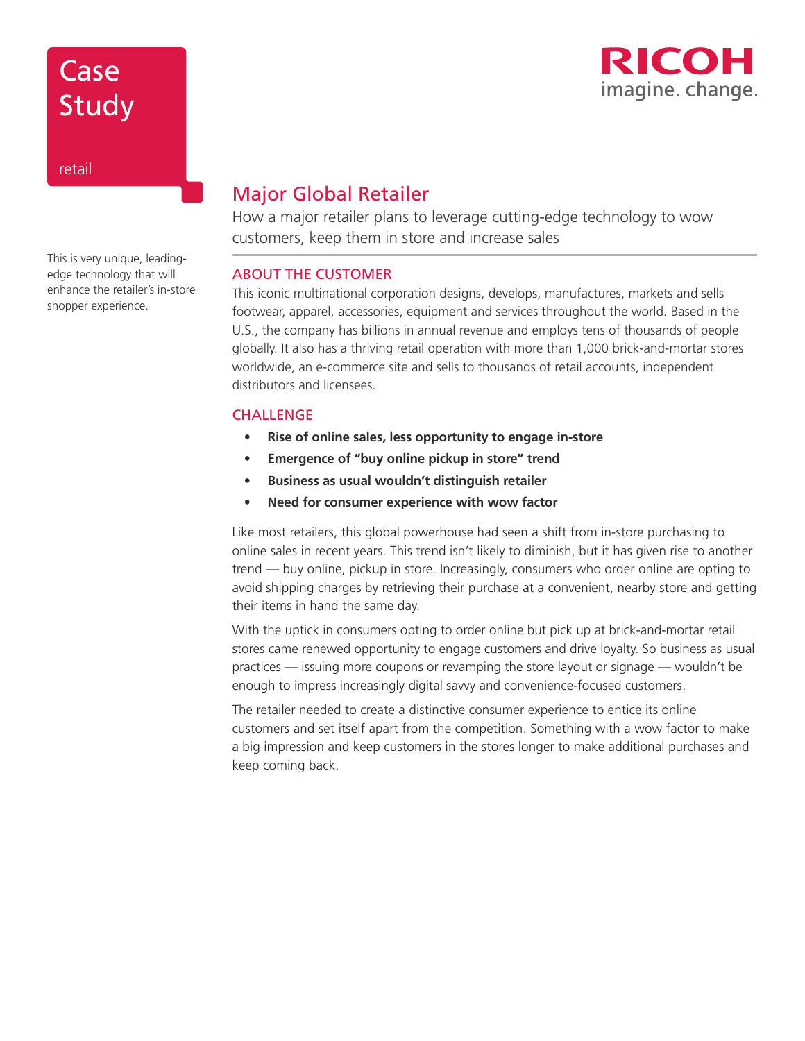Case Study

retail

RICOH imagine. change.

# Major Global Retailer

How a major retailer plans to leverage cutting-edge technology to wow customers, keep them in store and increase sales

This is very unique, leading-edge technology that will enhance the retailer's in-store shopper experience.

## ABOUT THE CUSTOMER

This iconic multinational corporation designs, develops, manufactures, markets and sells footwear, apparel, accessories, equipment and services throughout the world. Based in the U.S., the company has billions in annual revenue and employs tens of thousands of people globally. It also has a thriving retail operation with more than 1,000 brick-and-mortar stores worldwide, an e-commerce site and sells to thousands of retail accounts, independent distributors and licensees.

## CHALLENGE

- **Rise of online sales, less opportunity to engage in-store**
- **Emergence of "buy online pickup in store" trend**
- **Business as usual wouldn't distinguish retailer**
- **Need for consumer experience with wow factor**

Like most retailers, this global powerhouse had seen a shift from in-store purchasing to online sales in recent years. This trend isn't likely to diminish, but it has given rise to another trend — buy online, pickup in store. Increasingly, consumers who order online are opting to avoid shipping charges by retrieving their purchase at a convenient, nearby store and getting their items in hand the same day.

With the uptick in consumers opting to order online but pick up at brick-and-mortar retail stores came renewed opportunity to engage customers and drive loyalty. So business as usual practices — issuing more coupons or revamping the store layout or signage — wouldn't be enough to impress increasingly digital savvy and convenience-focused customers.

The retailer needed to create a distinctive consumer experience to entice its online customers and set itself apart from the competition. Something with a wow factor to make a big impression and keep customers in the stores longer to make additional purchases and keep coming back.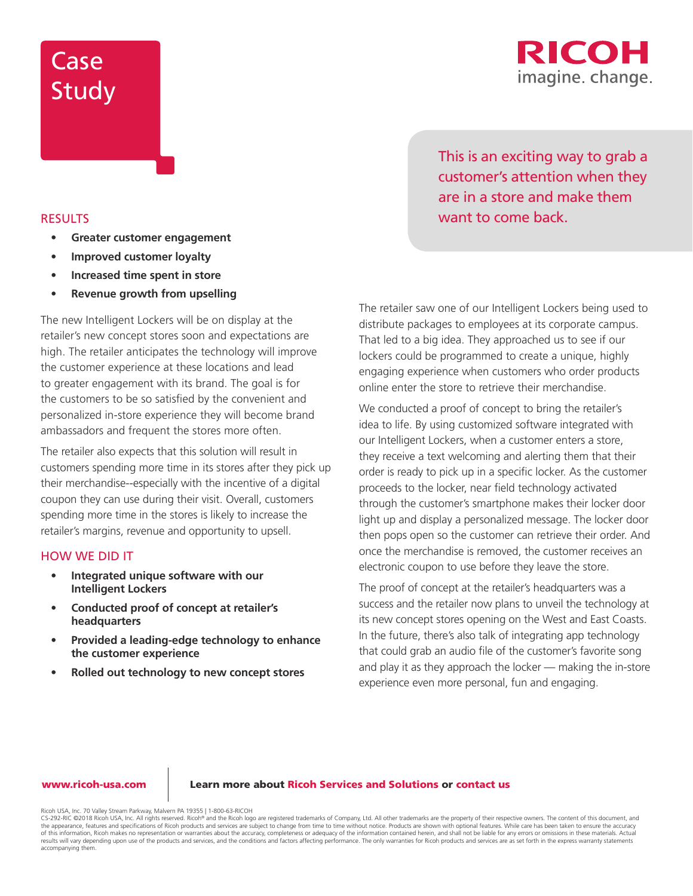# Case Study

**RICOH**
imagine. change.

> This is an exciting way to grab a customer's attention when they are in a store and make them want to come back.

## RESULTS

- **Greater customer engagement**
- **Improved customer loyalty**
- **Increased time spent in store**
- **Revenue growth from upselling**

The new Intelligent Lockers will be on display at the retailer's new concept stores soon and expectations are high. The retailer anticipates the technology will improve the customer experience at these locations and lead to greater engagement with its brand. The goal is for the customers to be so satisfied by the convenient and personalized in-store experience they will become brand ambassadors and frequent the stores more often.

The retailer also expects that this solution will result in customers spending more time in its stores after they pick up their merchandise--especially with the incentive of a digital coupon they can use during their visit. Overall, customers spending more time in the stores is likely to increase the retailer's margins, revenue and opportunity to upsell.

## HOW WE DID IT

- **Integrated unique software with our Intelligent Lockers**
- **Conducted proof of concept at retailer's headquarters**
- **Provided a leading-edge technology to enhance the customer experience**
- **Rolled out technology to new concept stores**

The retailer saw one of our Intelligent Lockers being used to distribute packages to employees at its corporate campus. That led to a big idea. They approached us to see if our lockers could be programmed to create a unique, highly engaging experience when customers who order products online enter the store to retrieve their merchandise.

We conducted a proof of concept to bring the retailer's idea to life. By using customized software integrated with our Intelligent Lockers, when a customer enters a store, they receive a text welcoming and alerting them that their order is ready to pick up in a specific locker. As the customer proceeds to the locker, near field technology activated through the customer's smartphone makes their locker door light up and display a personalized message. The locker door then pops open so the customer can retrieve their order. And once the merchandise is removed, the customer receives an electronic coupon to use before they leave the store.

The proof of concept at the retailer's headquarters was a success and the retailer now plans to unveil the technology at its new concept stores opening on the West and East Coasts. In the future, there's also talk of integrating app technology that could grab an audio file of the customer's favorite song and play it as they approach the locker — making the in-store experience even more personal, fun and engaging.

**www.ricoh-usa.com** | **Learn more about Ricoh Services and Solutions or contact us**

Ricoh USA, Inc. 70 Valley Stream Parkway, Malvern PA 19355 | 1-800-63-RICOH
CS-292-RIC ©2018 Ricoh USA, Inc. All rights reserved. Ricoh® and the Ricoh logo are registered trademarks of Company, Ltd. All other trademarks are the property of their respective owners. The content of this document, and the appearance, features and specifications of Ricoh products and services are subject to change from time to time without notice. Products are shown with optional features. While care has been taken to ensure the accuracy of this information, Ricoh makes no representation or warranties about the accuracy, completeness or adequacy of the information contained herein, and shall not be liable for any errors or omissions in these materials. Actual results will vary depending upon use of the products and services, and the conditions and factors affecting performance. The only warranties for Ricoh products and services are as set forth in the express warranty statements accompanying them.